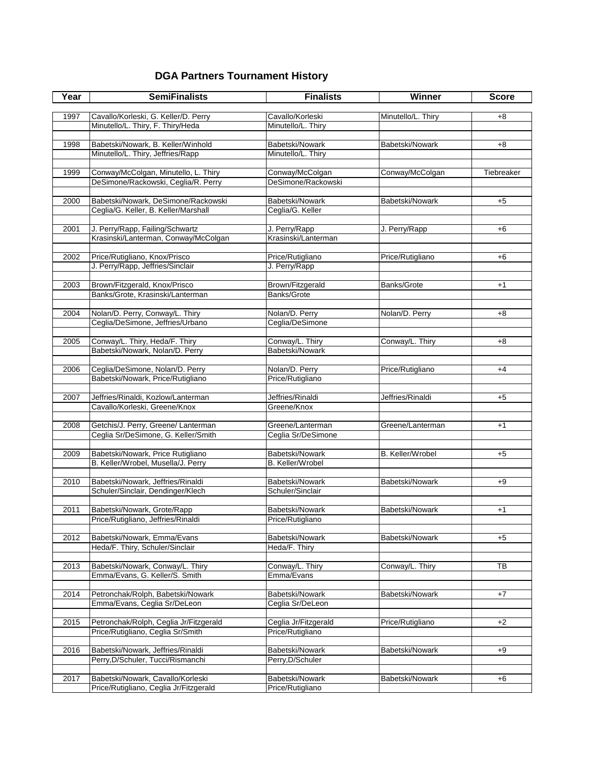## DGA Partners Tournament History

| Year | SemiFinalists | Finalists | Winner | Score |
|---|---|---|---|---|
| 1997 | Cavallo/Korleski, G. Keller/D. Perry | Cavallo/Korleski | Minutello/L. Thiry | +8 |
| | Minutello/L. Thiry, F. Thiry/Heda | Minutello/L. Thiry | | |
| 1998 | Babetski/Nowark, B. Keller/Winhold | Babetski/Nowark | Babetski/Nowark | +8 |
| | Minutello/L. Thiry, Jeffries/Rapp | Minutello/L. Thiry | | |
| 1999 | Conway/McColgan, Minutello, L. Thiry | Conway/McColgan | Conway/McColgan | Tiebreaker |
| | DeSimone/Rackowski, Ceglia/R. Perry | DeSimone/Rackowski | | |
| 2000 | Babetski/Nowark, DeSimone/Rackowski | Babetski/Nowark | Babetski/Nowark | +5 |
| | Ceglia/G. Keller, B. Keller/Marshall | Ceglia/G. Keller | | |
| 2001 | J. Perry/Rapp, Failing/Schwartz | J. Perry/Rapp | J. Perry/Rapp | +6 |
| | Krasinski/Lanterman, Conway/McColgan | Krasinski/Lanterman | | |
| 2002 | Price/Rutigliano, Knox/Prisco | Price/Rutigliano | Price/Rutigliano | +6 |
| | J. Perry/Rapp, Jeffries/Sinclair | J. Perry/Rapp | | |
| 2003 | Brown/Fitzgerald, Knox/Prisco | Brown/Fitzgerald | Banks/Grote | +1 |
| | Banks/Grote, Krasinski/Lanterman | Banks/Grote | | |
| 2004 | Nolan/D. Perry, Conway/L. Thiry | Nolan/D. Perry | Nolan/D. Perry | +8 |
| | Ceglia/DeSimone, Jeffries/Urbano | Ceglia/DeSimone | | |
| 2005 | Conway/L. Thiry, Heda/F. Thiry | Conway/L. Thiry | Conway/L. Thiry | +8 |
| | Babetski/Nowark, Nolan/D. Perry | Babetski/Nowark | | |
| 2006 | Ceglia/DeSimone, Nolan/D. Perry | Nolan/D. Perry | Price/Rutigliano | +4 |
| | Babetski/Nowark, Price/Rutigliano | Price/Rutigliano | | |
| 2007 | Jeffries/Rinaldi, Kozlow/Lanterman | Jeffries/Rinaldi | Jeffries/Rinaldi | +5 |
| | Cavallo/Korleski, Greene/Knox | Greene/Knox | | |
| 2008 | Getchis/J. Perry, Greene/ Lanterman | Greene/Lanterman | Greene/Lanterman | +1 |
| | Ceglia Sr/DeSimone, G. Keller/Smith | Ceglia Sr/DeSimone | | |
| 2009 | Babetski/Nowark, Price Rutigliano | Babetski/Nowark | B. Keller/Wrobel | +5 |
| | B. Keller/Wrobel, Musella/J. Perry | B. Keller/Wrobel | | |
| 2010 | Babetski/Nowark, Jeffries/Rinaldi | Babetski/Nowark | Babetski/Nowark | +9 |
| | Schuler/Sinclair, Dendinger/Klech | Schuler/Sinclair | | |
| 2011 | Babetski/Nowark, Grote/Rapp | Babetski/Nowark | Babetski/Nowark | +1 |
| | Price/Rutigliano, Jeffries/Rinaldi | Price/Rutigliano | | |
| 2012 | Babetski/Nowark, Emma/Evans | Babetski/Nowark | Babetski/Nowark | +5 |
| | Heda/F. Thiry, Schuler/Sinclair | Heda/F. Thiry | | |
| 2013 | Babetski/Nowark, Conway/L. Thiry | Conway/L. Thiry | Conway/L. Thiry | TB |
| | Emma/Evans, G. Keller/S. Smith | Emma/Evans | | |
| 2014 | Petronchak/Rolph, Babetski/Nowark | Babetski/Nowark | Babetski/Nowark | +7 |
| | Emma/Evans, Ceglia Sr/DeLeon | Ceglia Sr/DeLeon | | |
| 2015 | Petronchak/Rolph, Ceglia Jr/Fitzgerald | Ceglia Jr/Fitzgerald | Price/Rutigliano | +2 |
| | Price/Rutigliano, Ceglia Sr/Smith | Price/Rutigliano | | |
| 2016 | Babetski/Nowark, Jeffries/Rinaldi | Babetski/Nowark | Babetski/Nowark | +9 |
| | Perry,D/Schuler, Tucci/Rismanchi | Perry,D/Schuler | | |
| 2017 | Babetski/Nowark, Cavallo/Korleski | Babetski/Nowark | Babetski/Nowark | +6 |
| | Price/Rutigliano, Ceglia Jr/Fitzgerald | Price/Rutigliano | | |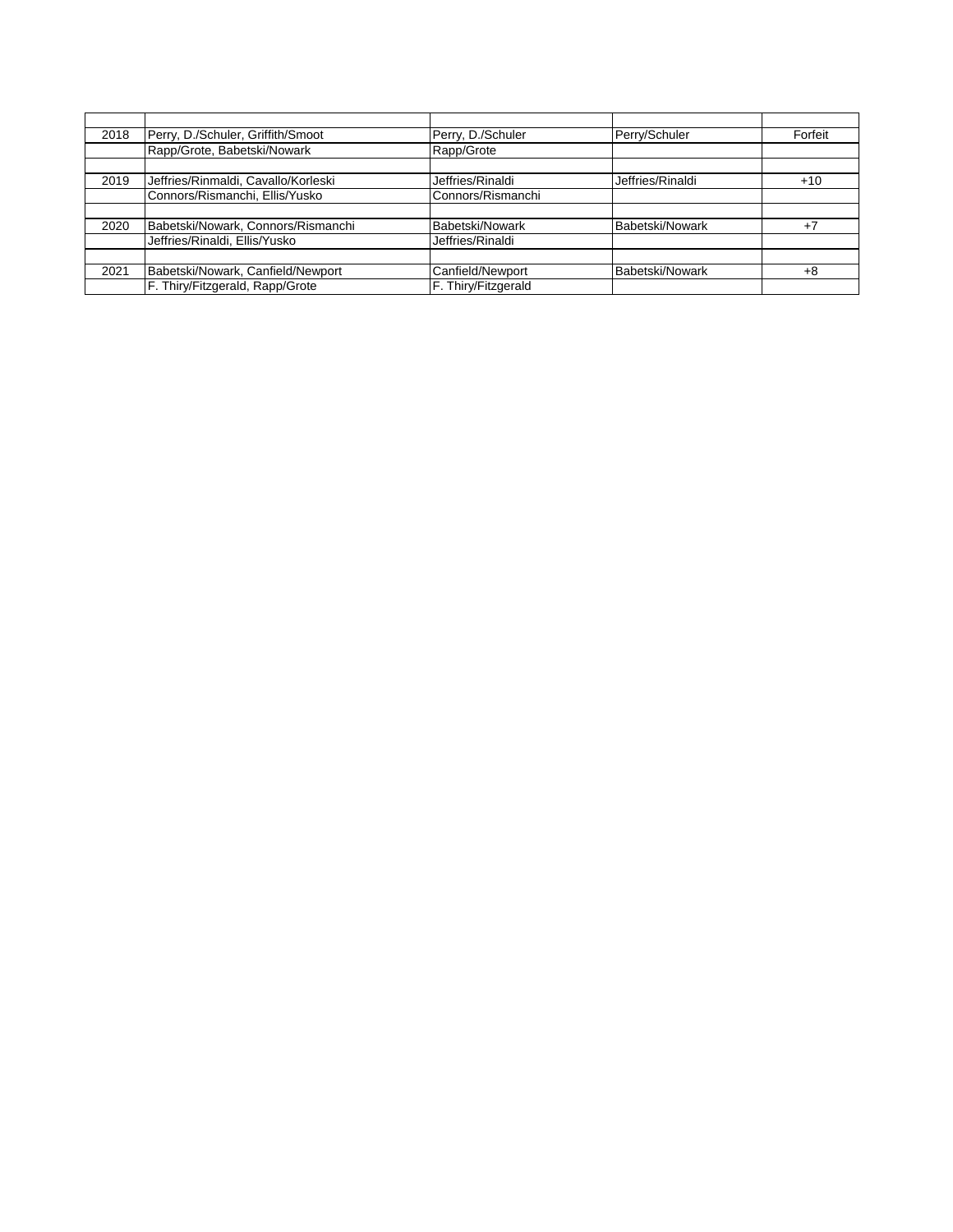| | | | | |
|---|---|---|---|---|
| 2018 | Perry, D./Schuler, Griffith/Smoot | Perry, D./Schuler | Perry/Schuler | Forfeit |
| | Rapp/Grote, Babetski/Nowark | Rapp/Grote | | |
| | | | | |
| 2019 | Jeffries/Rinmaldi, Cavallo/Korleski | Jeffries/Rinaldi | Jeffries/Rinaldi | +10 |
| | Connors/Rismanchi, Ellis/Yusko | Connors/Rismanchi | | |
| | | | | |
| 2020 | Babetski/Nowark, Connors/Rismanchi | Babetski/Nowark | Babetski/Nowark | +7 |
| | Jeffries/Rinaldi, Ellis/Yusko | Jeffries/Rinaldi | | |
| | | | | |
| 2021 | Babetski/Nowark, Canfield/Newport | Canfield/Newport | Babetski/Nowark | +8 |
| | F. Thiry/Fitzgerald, Rapp/Grote | F. Thiry/Fitzgerald | | |